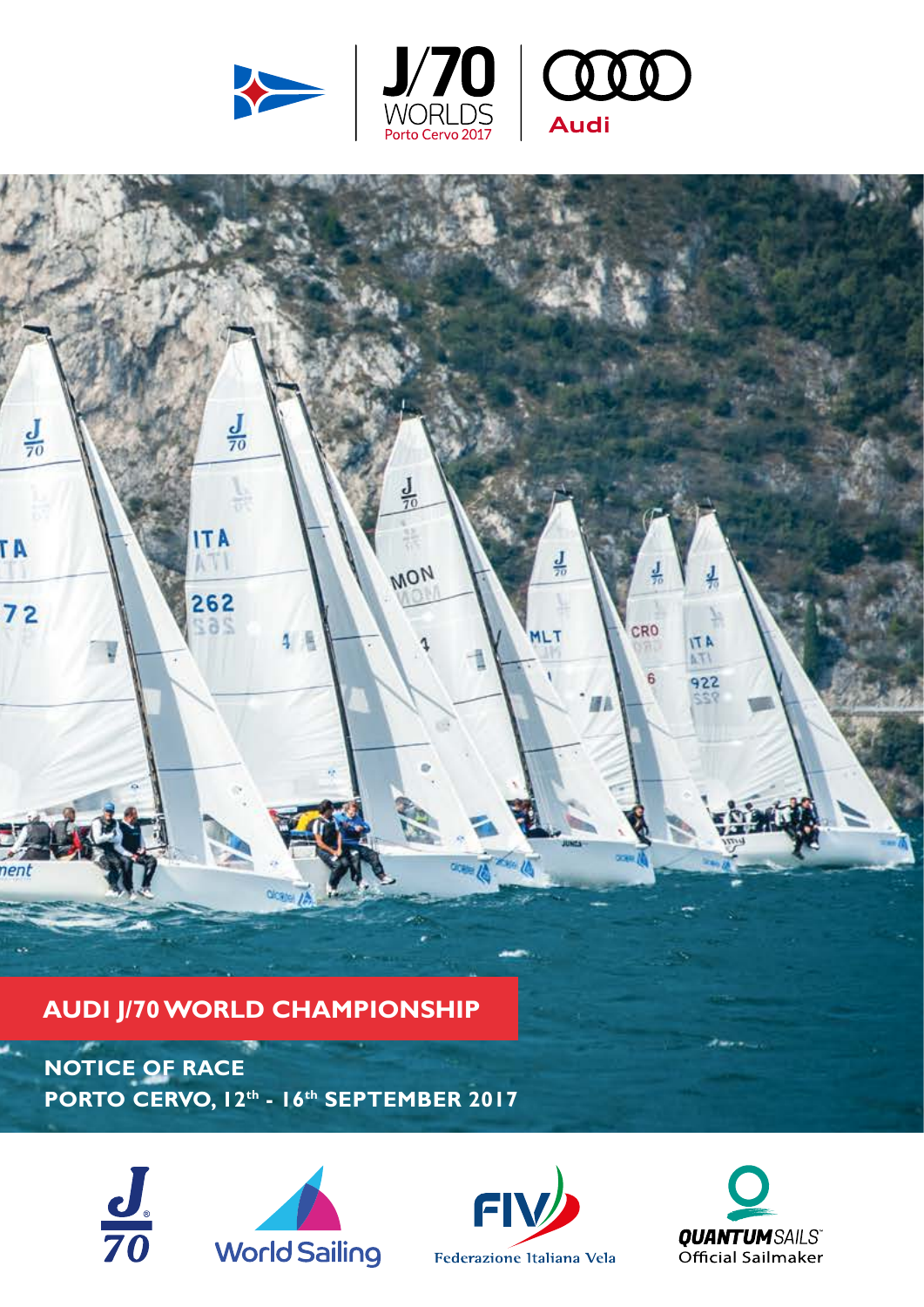# AUDI J/70 WORLD CHAMPIONSHIP

## NOTICE OF RACE

**PORTO CERVO, 12th - 16th SEPTEMBER 2017**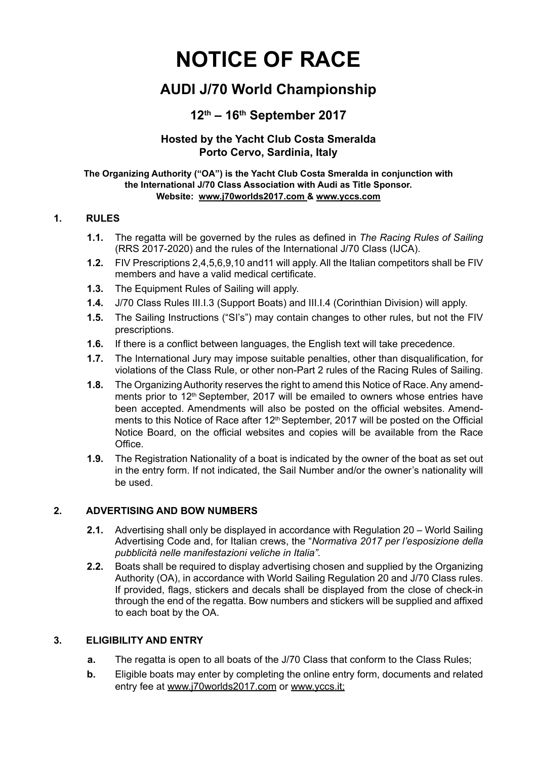# NOTICE OF RACE

## AUDI J/70 World Championship

### 12th – 16th September 2017

**Hosted by the Yacht Club Costa Smeralda**
**Porto Cervo, Sardinia, Italy**

**The Organizing Authority ("OA") is the Yacht Club Costa Smeralda in conjunction with the International J/70 Class Association with Audi as Title Sponsor.**
**Website: www.j70worlds2017.com & www.yccs.com**

### 1. RULES

**1.1.** The regatta will be governed by the rules as defined in *The Racing Rules of Sailing* (RRS 2017-2020) and the rules of the International J/70 Class (IJCA).

**1.2.** FIV Prescriptions 2,4,5,6,9,10 and11 will apply. All the Italian competitors shall be FIV members and have a valid medical certificate.

**1.3.** The Equipment Rules of Sailing will apply.

**1.4.** J/70 Class Rules III.I.3 (Support Boats) and III.I.4 (Corinthian Division) will apply.

**1.5.** The Sailing Instructions ("SI's") may contain changes to other rules, but not the FIV prescriptions.

**1.6.** If there is a conflict between languages, the English text will take precedence.

**1.7.** The International Jury may impose suitable penalties, other than disqualification, for violations of the Class Rule, or other non-Part 2 rules of the Racing Rules of Sailing.

**1.8.** The Organizing Authority reserves the right to amend this Notice of Race. Any amendments prior to 12th September, 2017 will be emailed to owners whose entries have been accepted. Amendments will also be posted on the official websites. Amendments to this Notice of Race after 12th September, 2017 will be posted on the Official Notice Board, on the official websites and copies will be available from the Race Office.

**1.9.** The Registration Nationality of a boat is indicated by the owner of the boat as set out in the entry form. If not indicated, the Sail Number and/or the owner's nationality will be used.

### 2. ADVERTISING AND BOW NUMBERS

**2.1.** Advertising shall only be displayed in accordance with Regulation 20 – World Sailing Advertising Code and, for Italian crews, the "*Normativa 2017 per l'esposizione della pubblicità nelle manifestazioni veliche in Italia".*

**2.2.** Boats shall be required to display advertising chosen and supplied by the Organizing Authority (OA), in accordance with World Sailing Regulation 20 and J/70 Class rules. If provided, flags, stickers and decals shall be displayed from the close of check-in through the end of the regatta. Bow numbers and stickers will be supplied and affixed to each boat by the OA.

### 3. ELIGIBILITY AND ENTRY

**a.** The regatta is open to all boats of the J/70 Class that conform to the Class Rules;

**b.** Eligible boats may enter by completing the online entry form, documents and related entry fee at www.j70worlds2017.com or www.yccs.it;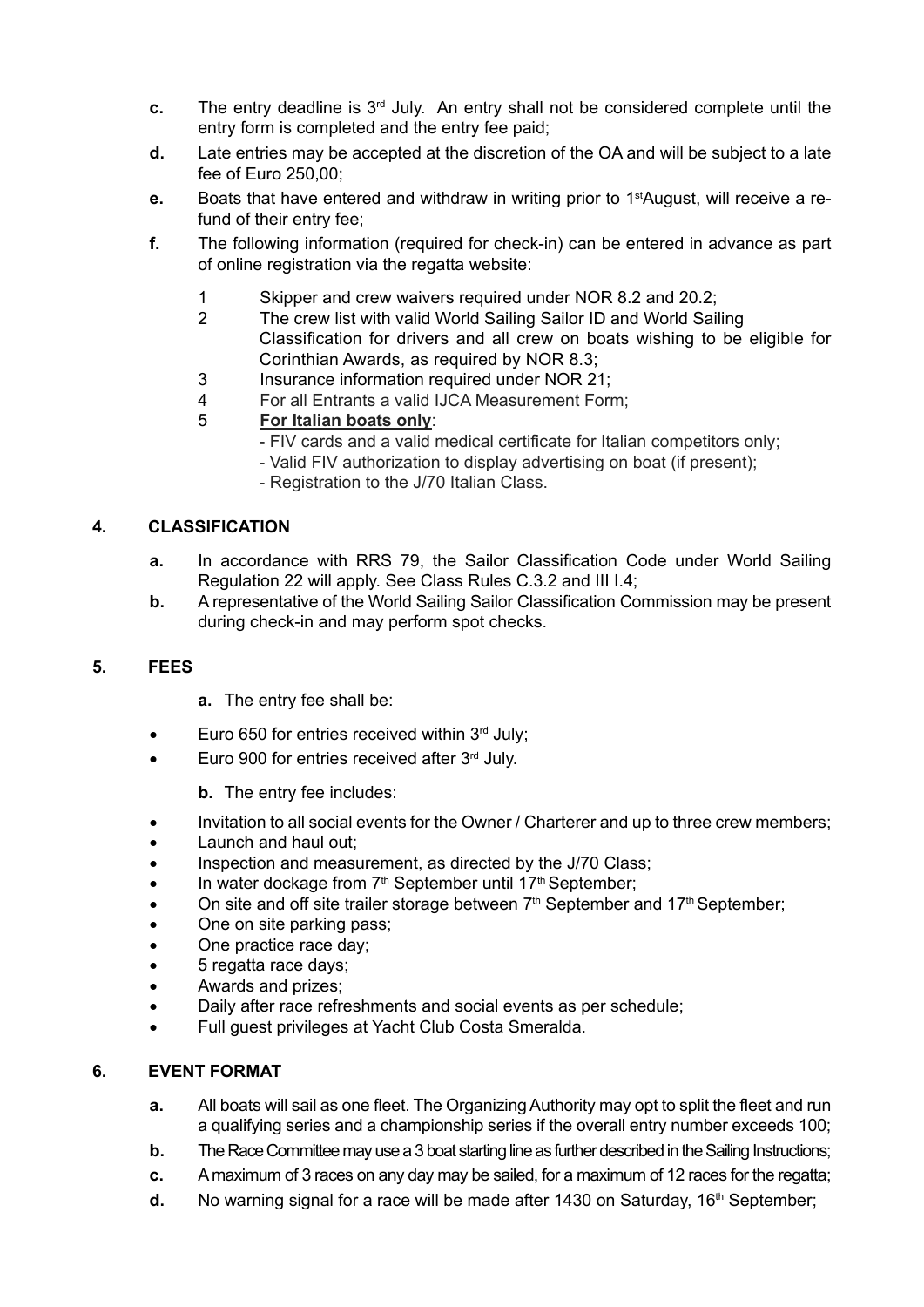**c.** The entry deadline is 3rd July. An entry shall not be considered complete until the entry form is completed and the entry fee paid;

**d.** Late entries may be accepted at the discretion of the OA and will be subject to a late fee of Euro 250,00;

**e.** Boats that have entered and withdraw in writing prior to 1st August, will receive a refund of their entry fee;

**f.** The following information (required for check-in) can be entered in advance as part of online registration via the regatta website:

1. Skipper and crew waivers required under NOR 8.2 and 20.2;
2. The crew list with valid World Sailing Sailor ID and World Sailing Classification for drivers and all crew on boats wishing to be eligible for Corinthian Awards, as required by NOR 8.3;
3. Insurance information required under NOR 21;
4. For all Entrants a valid IJCA Measurement Form;
5. **For Italian boats only**:
   - FIV cards and a valid medical certificate for Italian competitors only;
   - Valid FIV authorization to display advertising on boat (if present);
   - Registration to the J/70 Italian Class.

## 4. CLASSIFICATION

**a.** In accordance with RRS 79, the Sailor Classification Code under World Sailing Regulation 22 will apply. See Class Rules C.3.2 and III I.4;

**b.** A representative of the World Sailing Sailor Classification Commission may be present during check-in and may perform spot checks.

## 5. FEES

**a.** The entry fee shall be:

- Euro 650 for entries received within 3rd July;
- Euro 900 for entries received after 3rd July.

**b.** The entry fee includes:

- Invitation to all social events for the Owner / Charterer and up to three crew members;
- Launch and haul out;
- Inspection and measurement, as directed by the J/70 Class;
- In water dockage from 7th September until 17th September;
- On site and off site trailer storage between 7th September and 17th September;
- One on site parking pass;
- One practice race day;
- 5 regatta race days;
- Awards and prizes;
- Daily after race refreshments and social events as per schedule;
- Full guest privileges at Yacht Club Costa Smeralda.

## 6. EVENT FORMAT

**a.** All boats will sail as one fleet. The Organizing Authority may opt to split the fleet and run a qualifying series and a championship series if the overall entry number exceeds 100;

**b.** The Race Committee may use a 3 boat starting line as further described in the Sailing Instructions;

**c.** A maximum of 3 races on any day may be sailed, for a maximum of 12 races for the regatta;

**d.** No warning signal for a race will be made after 1430 on Saturday, 16th September;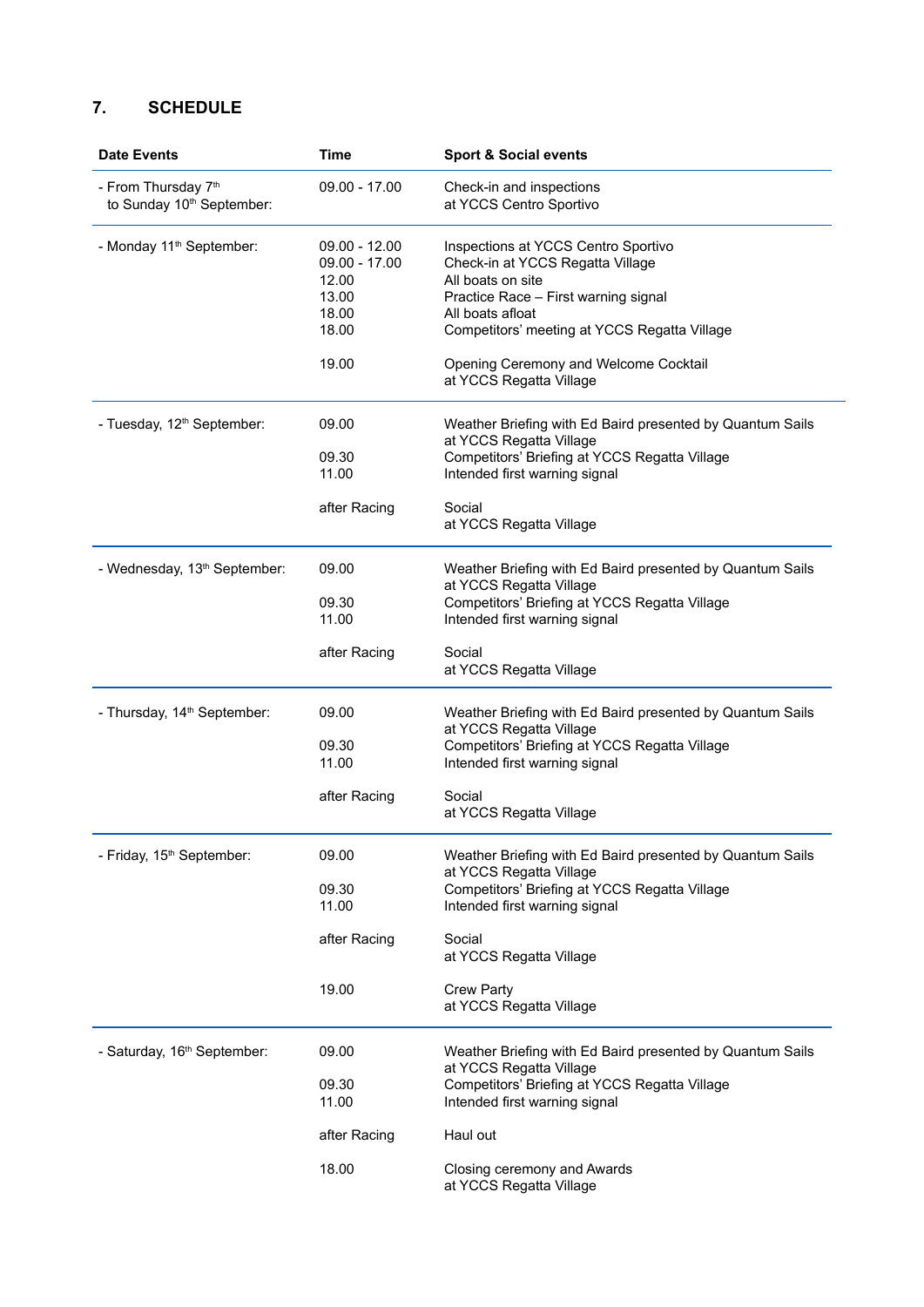## 7. SCHEDULE

| Date Events | Time | Sport & Social events |
| --- | --- | --- |
| - From Thursday 7th to Sunday 10th September: | 09.00 - 17.00 | Check-in and inspections at YCCS Centro Sportivo |
| - Monday 11th September: | 09.00 - 12.00 | Inspections at YCCS Centro Sportivo |
| | 09.00 - 17.00 | Check-in at YCCS Regatta Village |
| | 12.00 | All boats on site |
| | 13.00 | Practice Race – First warning signal |
| | 18.00 | All boats afloat |
| | 18.00 | Competitors' meeting at YCCS Regatta Village |
| | 19.00 | Opening Ceremony and Welcome Cocktail at YCCS Regatta Village |
| - Tuesday, 12th September: | 09.00 | Weather Briefing with Ed Baird presented by Quantum Sails at YCCS Regatta Village |
| | 09.30 | Competitors' Briefing at YCCS Regatta Village |
| | 11.00 | Intended first warning signal |
| | after Racing | Social at YCCS Regatta Village |
| - Wednesday, 13th September: | 09.00 | Weather Briefing with Ed Baird presented by Quantum Sails at YCCS Regatta Village |
| | 09.30 | Competitors' Briefing at YCCS Regatta Village |
| | 11.00 | Intended first warning signal |
| | after Racing | Social at YCCS Regatta Village |
| - Thursday, 14th September: | 09.00 | Weather Briefing with Ed Baird presented by Quantum Sails at YCCS Regatta Village |
| | 09.30 | Competitors' Briefing at YCCS Regatta Village |
| | 11.00 | Intended first warning signal |
| | after Racing | Social at YCCS Regatta Village |
| - Friday, 15th September: | 09.00 | Weather Briefing with Ed Baird presented by Quantum Sails at YCCS Regatta Village |
| | 09.30 | Competitors' Briefing at YCCS Regatta Village |
| | 11.00 | Intended first warning signal |
| | after Racing | Social at YCCS Regatta Village |
| | 19.00 | Crew Party at YCCS Regatta Village |
| - Saturday, 16th September: | 09.00 | Weather Briefing with Ed Baird presented by Quantum Sails at YCCS Regatta Village |
| | 09.30 | Competitors' Briefing at YCCS Regatta Village |
| | 11.00 | Intended first warning signal |
| | after Racing | Haul out |
| | 18.00 | Closing ceremony and Awards at YCCS Regatta Village |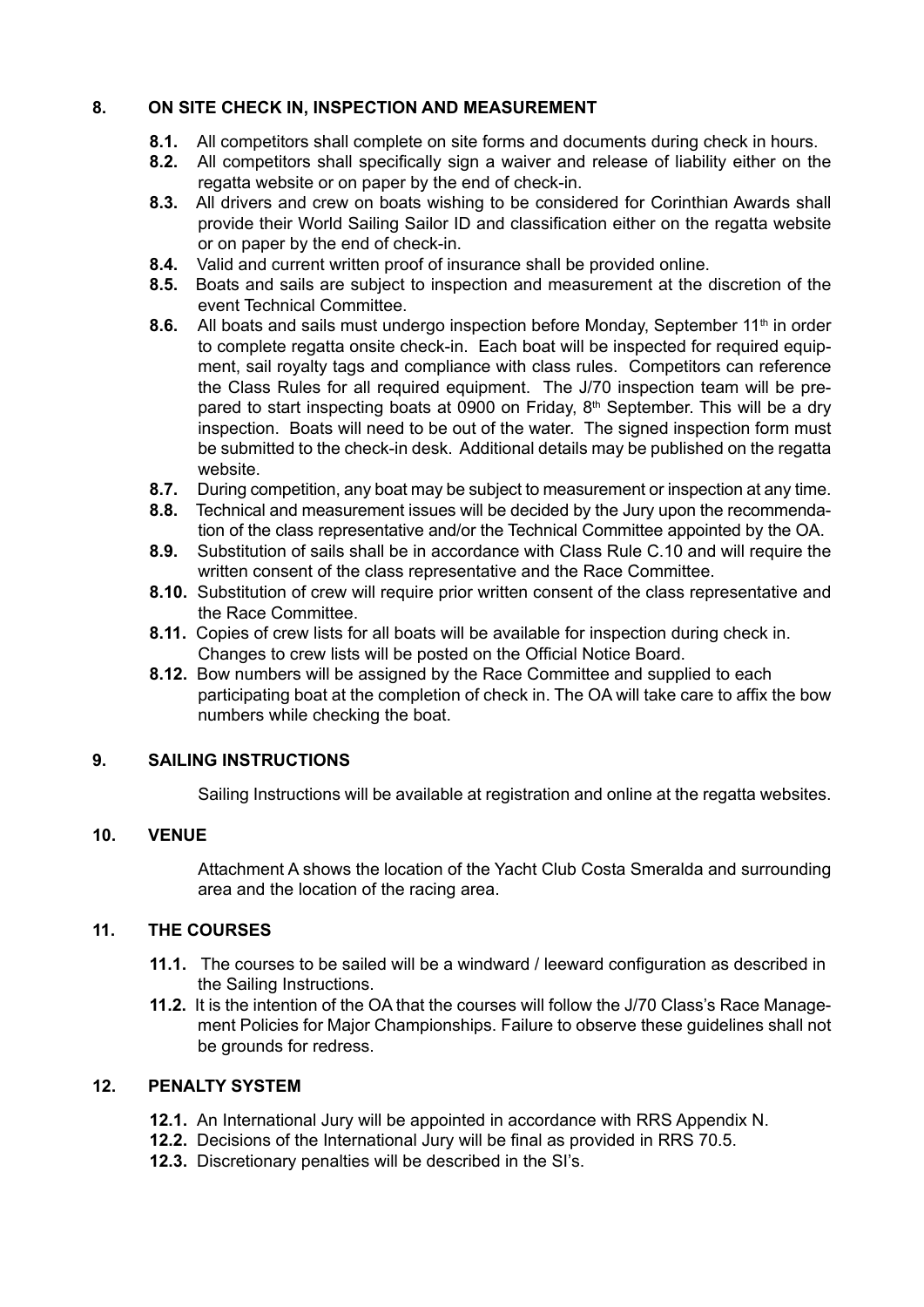## 8. ON SITE CHECK IN, INSPECTION AND MEASUREMENT

**8.1.** All competitors shall complete on site forms and documents during check in hours.

**8.2.** All competitors shall specifically sign a waiver and release of liability either on the regatta website or on paper by the end of check-in.

**8.3.** All drivers and crew on boats wishing to be considered for Corinthian Awards shall provide their World Sailing Sailor ID and classification either on the regatta website or on paper by the end of check-in.

**8.4.** Valid and current written proof of insurance shall be provided online.

**8.5.** Boats and sails are subject to inspection and measurement at the discretion of the event Technical Committee.

**8.6.** All boats and sails must undergo inspection before Monday, September 11th in order to complete regatta onsite check-in. Each boat will be inspected for required equipment, sail royalty tags and compliance with class rules. Competitors can reference the Class Rules for all required equipment. The J/70 inspection team will be prepared to start inspecting boats at 0900 on Friday, 8th September. This will be a dry inspection. Boats will need to be out of the water. The signed inspection form must be submitted to the check-in desk. Additional details may be published on the regatta website.

**8.7.** During competition, any boat may be subject to measurement or inspection at any time.

**8.8.** Technical and measurement issues will be decided by the Jury upon the recommendation of the class representative and/or the Technical Committee appointed by the OA.

**8.9.** Substitution of sails shall be in accordance with Class Rule C.10 and will require the written consent of the class representative and the Race Committee.

**8.10.** Substitution of crew will require prior written consent of the class representative and the Race Committee.

**8.11.** Copies of crew lists for all boats will be available for inspection during check in. Changes to crew lists will be posted on the Official Notice Board.

**8.12.** Bow numbers will be assigned by the Race Committee and supplied to each participating boat at the completion of check in. The OA will take care to affix the bow numbers while checking the boat.

## 9. SAILING INSTRUCTIONS

Sailing Instructions will be available at registration and online at the regatta websites.

## 10. VENUE

Attachment A shows the location of the Yacht Club Costa Smeralda and surrounding area and the location of the racing area.

## 11. THE COURSES

**11.1.** The courses to be sailed will be a windward / leeward configuration as described in the Sailing Instructions.

**11.2.** It is the intention of the OA that the courses will follow the J/70 Class's Race Management Policies for Major Championships. Failure to observe these guidelines shall not be grounds for redress.

## 12. PENALTY SYSTEM

**12.1.** An International Jury will be appointed in accordance with RRS Appendix N.

**12.2.** Decisions of the International Jury will be final as provided in RRS 70.5.

**12.3.** Discretionary penalties will be described in the SI's.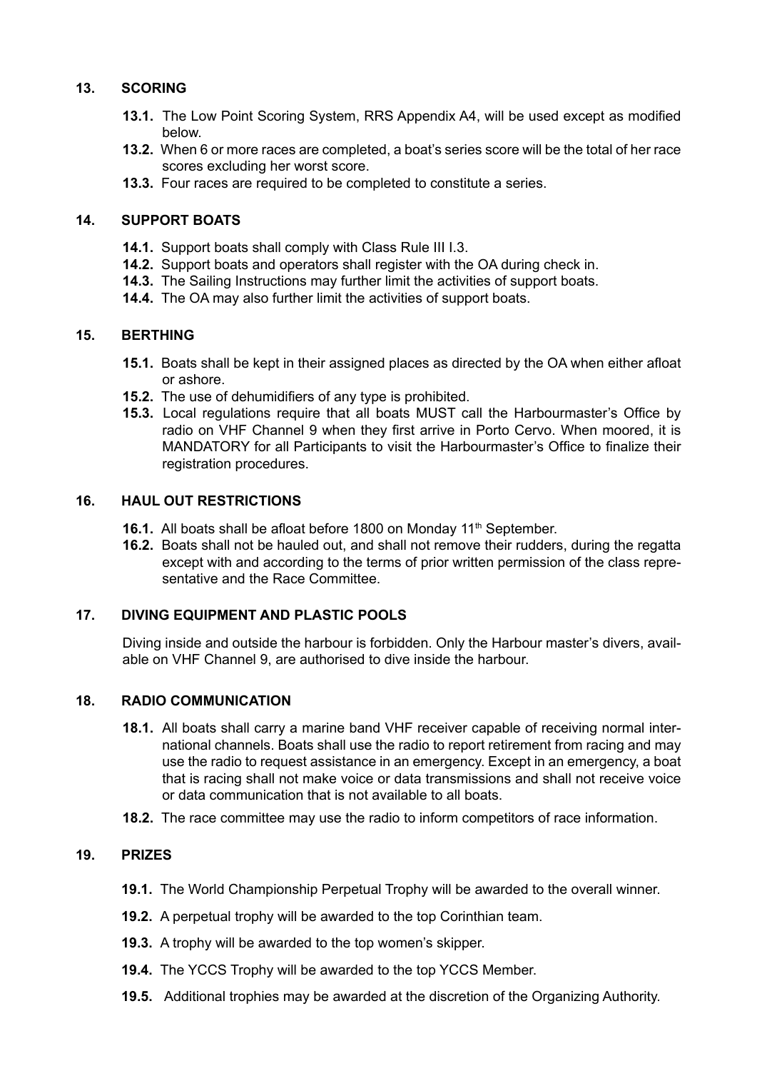## 13. SCORING

**13.1.** The Low Point Scoring System, RRS Appendix A4, will be used except as modified below.

**13.2.** When 6 or more races are completed, a boat's series score will be the total of her race scores excluding her worst score.

**13.3.** Four races are required to be completed to constitute a series.

## 14. SUPPORT BOATS

**14.1.** Support boats shall comply with Class Rule III I.3.

**14.2.** Support boats and operators shall register with the OA during check in.

**14.3.** The Sailing Instructions may further limit the activities of support boats.

**14.4.** The OA may also further limit the activities of support boats.

## 15. BERTHING

**15.1.** Boats shall be kept in their assigned places as directed by the OA when either afloat or ashore.

**15.2.** The use of dehumidifiers of any type is prohibited.

**15.3.** Local regulations require that all boats MUST call the Harbourmaster's Office by radio on VHF Channel 9 when they first arrive in Porto Cervo. When moored, it is MANDATORY for all Participants to visit the Harbourmaster's Office to finalize their registration procedures.

## 16. HAUL OUT RESTRICTIONS

**16.1.** All boats shall be afloat before 1800 on Monday 11th September.

**16.2.** Boats shall not be hauled out, and shall not remove their rudders, during the regatta except with and according to the terms of prior written permission of the class representative and the Race Committee.

## 17. DIVING EQUIPMENT AND PLASTIC POOLS

Diving inside and outside the harbour is forbidden. Only the Harbour master's divers, available on VHF Channel 9, are authorised to dive inside the harbour.

## 18. RADIO COMMUNICATION

**18.1.** All boats shall carry a marine band VHF receiver capable of receiving normal international channels. Boats shall use the radio to report retirement from racing and may use the radio to request assistance in an emergency. Except in an emergency, a boat that is racing shall not make voice or data transmissions and shall not receive voice or data communication that is not available to all boats.

**18.2.** The race committee may use the radio to inform competitors of race information.

## 19. PRIZES

**19.1.** The World Championship Perpetual Trophy will be awarded to the overall winner.

**19.2.** A perpetual trophy will be awarded to the top Corinthian team.

**19.3.** A trophy will be awarded to the top women's skipper.

**19.4.** The YCCS Trophy will be awarded to the top YCCS Member.

**19.5.** Additional trophies may be awarded at the discretion of the Organizing Authority.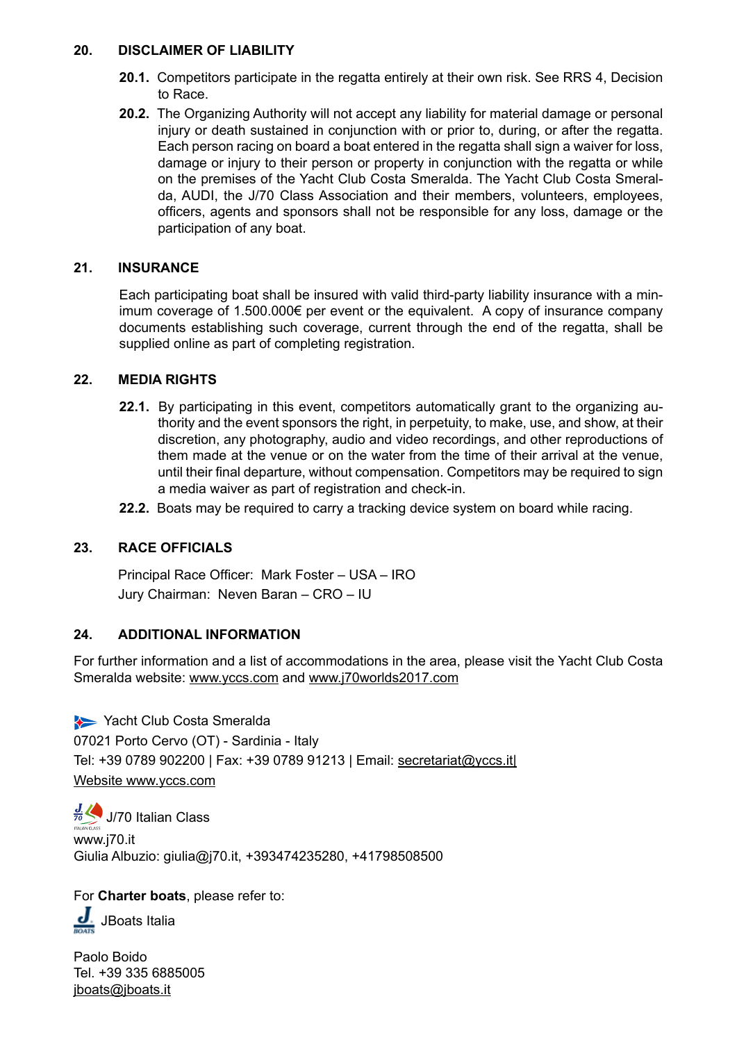## 20. DISCLAIMER OF LIABILITY

**20.1.** Competitors participate in the regatta entirely at their own risk. See RRS 4, Decision to Race.

**20.2.** The Organizing Authority will not accept any liability for material damage or personal injury or death sustained in conjunction with or prior to, during, or after the regatta. Each person racing on board a boat entered in the regatta shall sign a waiver for loss, damage or injury to their person or property in conjunction with the regatta or while on the premises of the Yacht Club Costa Smeralda. The Yacht Club Costa Smeralda, AUDI, the J/70 Class Association and their members, volunteers, employees, officers, agents and sponsors shall not be responsible for any loss, damage or the participation of any boat.

## 21. INSURANCE

Each participating boat shall be insured with valid third-party liability insurance with a minimum coverage of 1.500.000€ per event or the equivalent. A copy of insurance company documents establishing such coverage, current through the end of the regatta, shall be supplied online as part of completing registration.

## 22. MEDIA RIGHTS

**22.1.** By participating in this event, competitors automatically grant to the organizing authority and the event sponsors the right, in perpetuity, to make, use, and show, at their discretion, any photography, audio and video recordings, and other reproductions of them made at the venue or on the water from the time of their arrival at the venue, until their final departure, without compensation. Competitors may be required to sign a media waiver as part of registration and check-in.

**22.2.** Boats may be required to carry a tracking device system on board while racing.

## 23. RACE OFFICIALS

Principal Race Officer: Mark Foster – USA – IRO
Jury Chairman: Neven Baran – CRO – IU

## 24. ADDITIONAL INFORMATION

For further information and a list of accommodations in the area, please visit the Yacht Club Costa Smeralda website: www.yccs.com and www.j70worlds2017.com

Yacht Club Costa Smeralda
07021 Porto Cervo (OT) - Sardinia - Italy
Tel: +39 0789 902200 | Fax: +39 0789 91213 | Email: secretariat@yccs.it|
Website www.yccs.com

J/70 Italian Class
www.j70.it
Giulia Albuzio: giulia@j70.it, +393474235280, +41798508500

For **Charter boats**, please refer to:
JBoats Italia

Paolo Boido
Tel. +39 335 6885005
jboats@jboats.it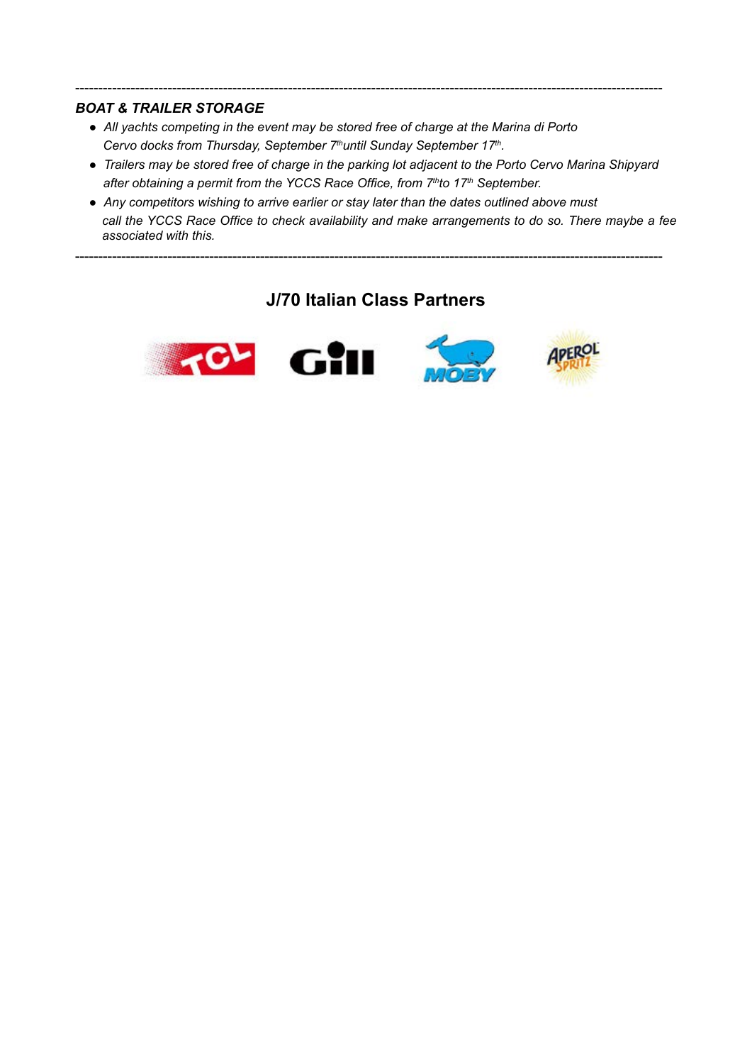---

***BOAT & TRAILER STORAGE***

- *All yachts competing in the event may be stored free of charge at the Marina di Porto Cervo docks from Thursday, September 7thuntil Sunday September 17th.*
- *Trailers may be stored free of charge in the parking lot adjacent to the Porto Cervo Marina Shipyard after obtaining a permit from the YCCS Race Office, from 7thto 17th September.*
- *Any competitors wishing to arrive earlier or stay later than the dates outlined above must call the YCCS Race Office to check availability and make arrangements to do so. There maybe a fee associated with this.*

---

## J/70 Italian Class Partners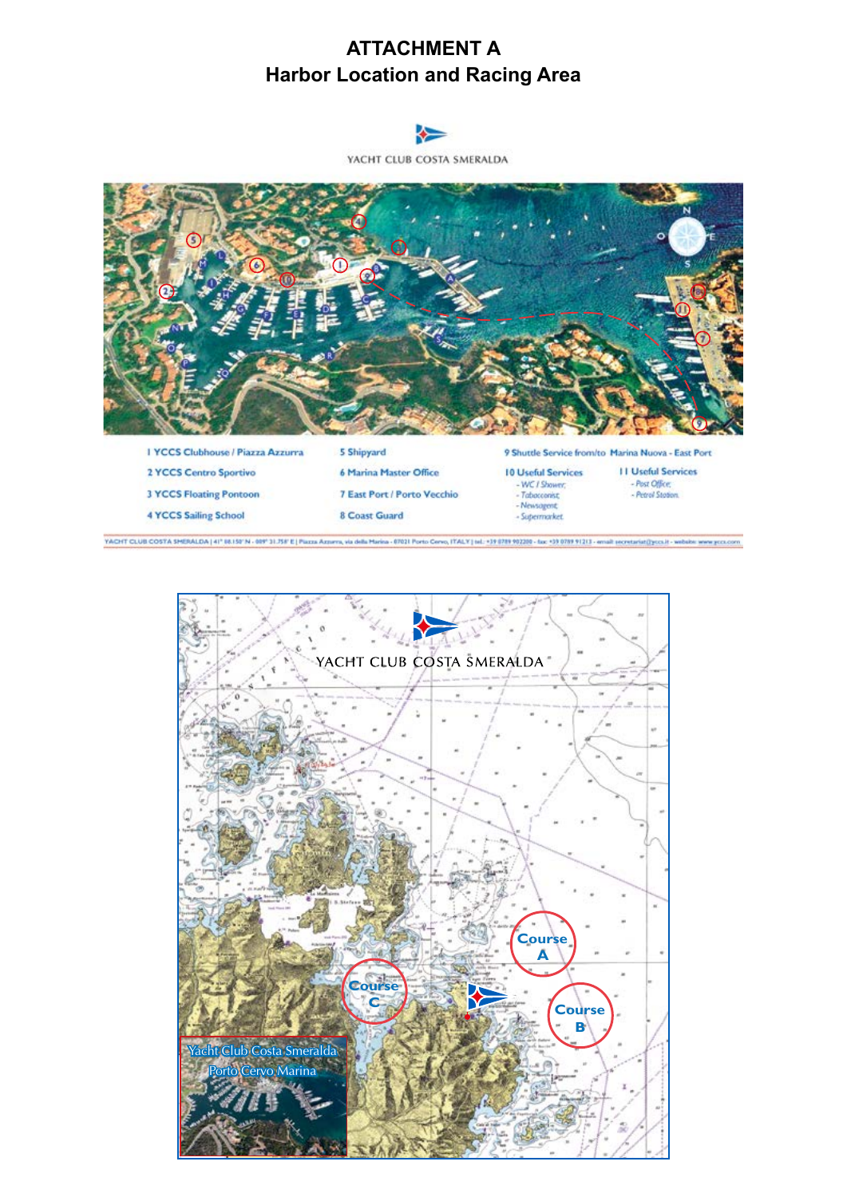# ATTACHMENT A
## Harbor Location and Racing Area

YACHT CLUB COSTA SMERALDA

1 YCCS Clubhouse / Piazza Azzurra
2 YCCS Centro Sportivo
3 YCCS Floating Pontoon
4 YCCS Sailing School
5 Shipyard
6 Marina Master Office
7 East Port / Porto Vecchio
8 Coast Guard
9 Shuttle Service from/to Marina Nuova - East Port
10 Useful Services
- WC / Shower;
- Tabacconist;
- Newsagent;
- Supermarket
11 Useful Services
- Post Office;
- Petrol Station

YACHT CLUB COSTA SMERALDA | 41° 08.150' N - 009° 31.758' E | Piazza Azzurra, via della Marina - 07021 Porto Cervo, ITALY | tel.: +39 0789 902200 - fax: +39 0789 91213 - email: secretariat@yccs.it - website: www.yccs.com

YACHT CLUB COSTA SMERALDA

Course A

Course B

Course C

Yacht Club Costa Smeralda
Porto Cervo Marina